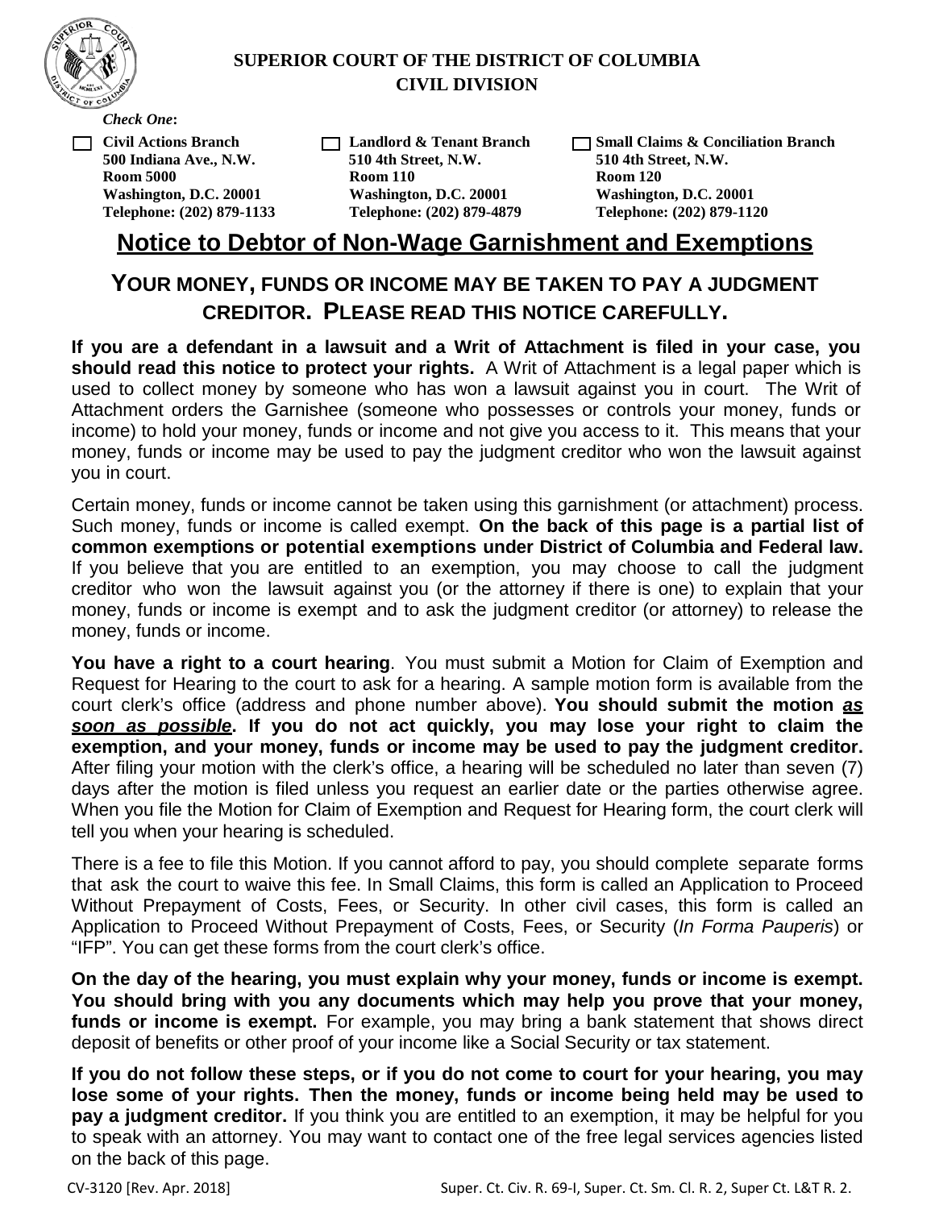**SUPERIOR COURT OF THE DISTRICT OF COLUMBIA**
**CIVIL DIVISION**

*Check One:*

| ☐ Civil Actions Branch | ☐ Landlord & Tenant Branch | ☐ Small Claims & Conciliation Branch |
|---|---|---|
| 500 Indiana Ave., N.W. | 510 4th Street, N.W. | 510 4th Street, N.W. |
| Room 5000 | Room 110 | Room 120 |
| Washington, D.C. 20001 | Washington, D.C. 20001 | Washington, D.C. 20001 |
| Telephone: (202) 879-1133 | Telephone: (202) 879-4879 | Telephone: (202) 879-1120 |

# Notice to Debtor of Non-Wage Garnishment and Exemptions

## YOUR MONEY, FUNDS OR INCOME MAY BE TAKEN TO PAY A JUDGMENT CREDITOR. PLEASE READ THIS NOTICE CAREFULLY.

**If you are a defendant in a lawsuit and a Writ of Attachment is filed in your case, you should read this notice to protect your rights.** A Writ of Attachment is a legal paper which is used to collect money by someone who has won a lawsuit against you in court. The Writ of Attachment orders the Garnishee (someone who possesses or controls your money, funds or income) to hold your money, funds or income and not give you access to it. This means that your money, funds or income may be used to pay the judgment creditor who won the lawsuit against you in court.

Certain money, funds or income cannot be taken using this garnishment (or attachment) process. Such money, funds or income is called exempt. **On the back of this page is a partial list of common exemptions or potential exemptions under District of Columbia and Federal law.** If you believe that you are entitled to an exemption, you may choose to call the judgment creditor who won the lawsuit against you (or the attorney if there is one) to explain that your money, funds or income is exempt and to ask the judgment creditor (or attorney) to release the money, funds or income.

**You have a right to a court hearing**. You must submit a Motion for Claim of Exemption and Request for Hearing to the court to ask for a hearing. A sample motion form is available from the court clerk's office (address and phone number above). **You should submit the motion *as soon as possible*. If you do not act quickly, you may lose your right to claim the exemption, and your money, funds or income may be used to pay the judgment creditor.** After filing your motion with the clerk's office, a hearing will be scheduled no later than seven (7) days after the motion is filed unless you request an earlier date or the parties otherwise agree. When you file the Motion for Claim of Exemption and Request for Hearing form, the court clerk will tell you when your hearing is scheduled.

There is a fee to file this Motion. If you cannot afford to pay, you should complete separate forms that ask the court to waive this fee. In Small Claims, this form is called an Application to Proceed Without Prepayment of Costs, Fees, or Security. In other civil cases, this form is called an Application to Proceed Without Prepayment of Costs, Fees, or Security (*In Forma Pauperis*) or "IFP". You can get these forms from the court clerk's office.

**On the day of the hearing, you must explain why your money, funds or income is exempt. You should bring with you any documents which may help you prove that your money, funds or income is exempt.** For example, you may bring a bank statement that shows direct deposit of benefits or other proof of your income like a Social Security or tax statement.

**If you do not follow these steps, or if you do not come to court for your hearing, you may lose some of your rights. Then the money, funds or income being held may be used to pay a judgment creditor.** If you think you are entitled to an exemption, it may be helpful for you to speak with an attorney. You may want to contact one of the free legal services agencies listed on the back of this page.

CV-3120 [Rev. Apr. 2018] Super. Ct. Civ. R. 69-I, Super. Ct. Sm. Cl. R. 2, Super Ct. L&T R. 2.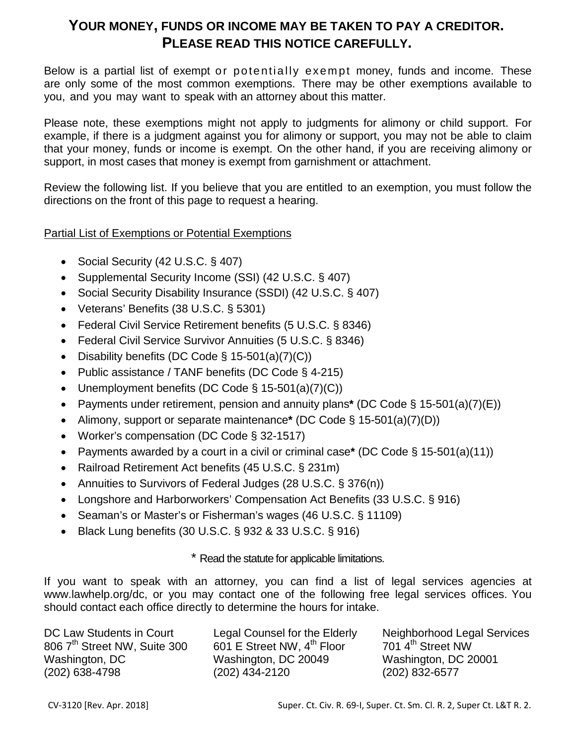# YOUR MONEY, FUNDS OR INCOME MAY BE TAKEN TO PAY A CREDITOR. PLEASE READ THIS NOTICE CAREFULLY.

Below is a partial list of exempt or potentially exempt money, funds and income. These are only some of the most common exemptions. There may be other exemptions available to you, and you may want to speak with an attorney about this matter.

Please note, these exemptions might not apply to judgments for alimony or child support. For example, if there is a judgment against you for alimony or support, you may not be able to claim that your money, funds or income is exempt. On the other hand, if you are receiving alimony or support, in most cases that money is exempt from garnishment or attachment.

Review the following list. If you believe that you are entitled to an exemption, you must follow the directions on the front of this page to request a hearing.

Partial List of Exemptions or Potential Exemptions

- Social Security (42 U.S.C. § 407)
- Supplemental Security Income (SSI) (42 U.S.C. § 407)
- Social Security Disability Insurance (SSDI) (42 U.S.C. § 407)
- Veterans' Benefits (38 U.S.C. § 5301)
- Federal Civil Service Retirement benefits (5 U.S.C. § 8346)
- Federal Civil Service Survivor Annuities (5 U.S.C. § 8346)
- Disability benefits (DC Code § 15-501(a)(7)(C))
- Public assistance / TANF benefits (DC Code § 4-215)
- Unemployment benefits (DC Code § 15-501(a)(7)(C))
- Payments under retirement, pension and annuity plans* (DC Code § 15-501(a)(7)(E))
- Alimony, support or separate maintenance* (DC Code § 15-501(a)(7)(D))
- Worker's compensation (DC Code § 32-1517)
- Payments awarded by a court in a civil or criminal case* (DC Code § 15-501(a)(11))
- Railroad Retirement Act benefits (45 U.S.C. § 231m)
- Annuities to Survivors of Federal Judges (28 U.S.C. § 376(n))
- Longshore and Harborworkers' Compensation Act Benefits (33 U.S.C. § 916)
- Seaman's or Master's or Fisherman's wages (46 U.S.C. § 11109)
- Black Lung benefits (30 U.S.C. § 932 & 33 U.S.C. § 916)

\* Read the statute for applicable limitations.

If you want to speak with an attorney, you can find a list of legal services agencies at www.lawhelp.org/dc, or you may contact one of the following free legal services offices. You should contact each office directly to determine the hours for intake.

DC Law Students in Court
806 7th Street NW, Suite 300
Washington, DC
(202) 638-4798

Legal Counsel for the Elderly
601 E Street NW, 4th Floor
Washington, DC 20049
(202) 434-2120

Neighborhood Legal Services
701 4th Street NW
Washington, DC 20001
(202) 832-6577

CV-3120 [Rev. Apr. 2018] Super. Ct. Civ. R. 69-I, Super. Ct. Sm. Cl. R. 2, Super Ct. L&T R. 2.